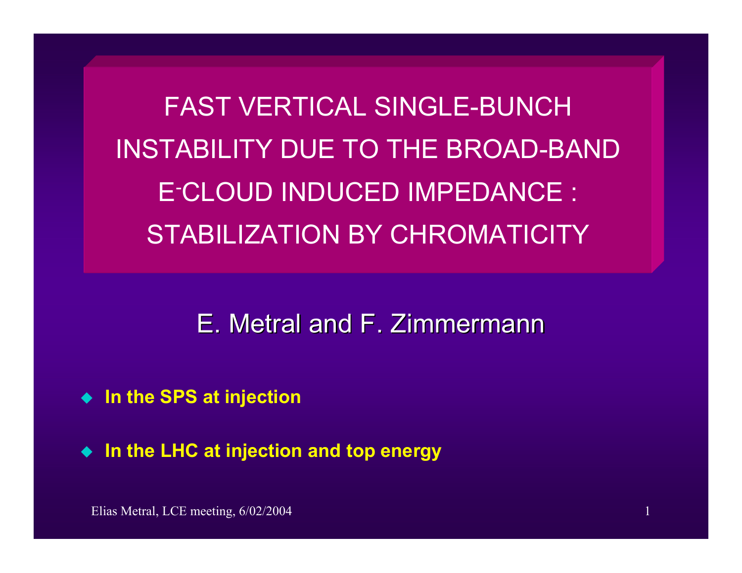# FAST VERTICAL SINGLE-BUNCH INSTABILITY DUE TO THE BROAD-BAND E$^{-}$CLOUD INDUCED IMPEDANCE : STABILIZATION BY CHROMATICITY

E. Metral and F. Zimmermann

- **In the SPS at injection**
- **In the LHC at injection and top energy**

Elias Metral, LCE meeting, 6/02/2004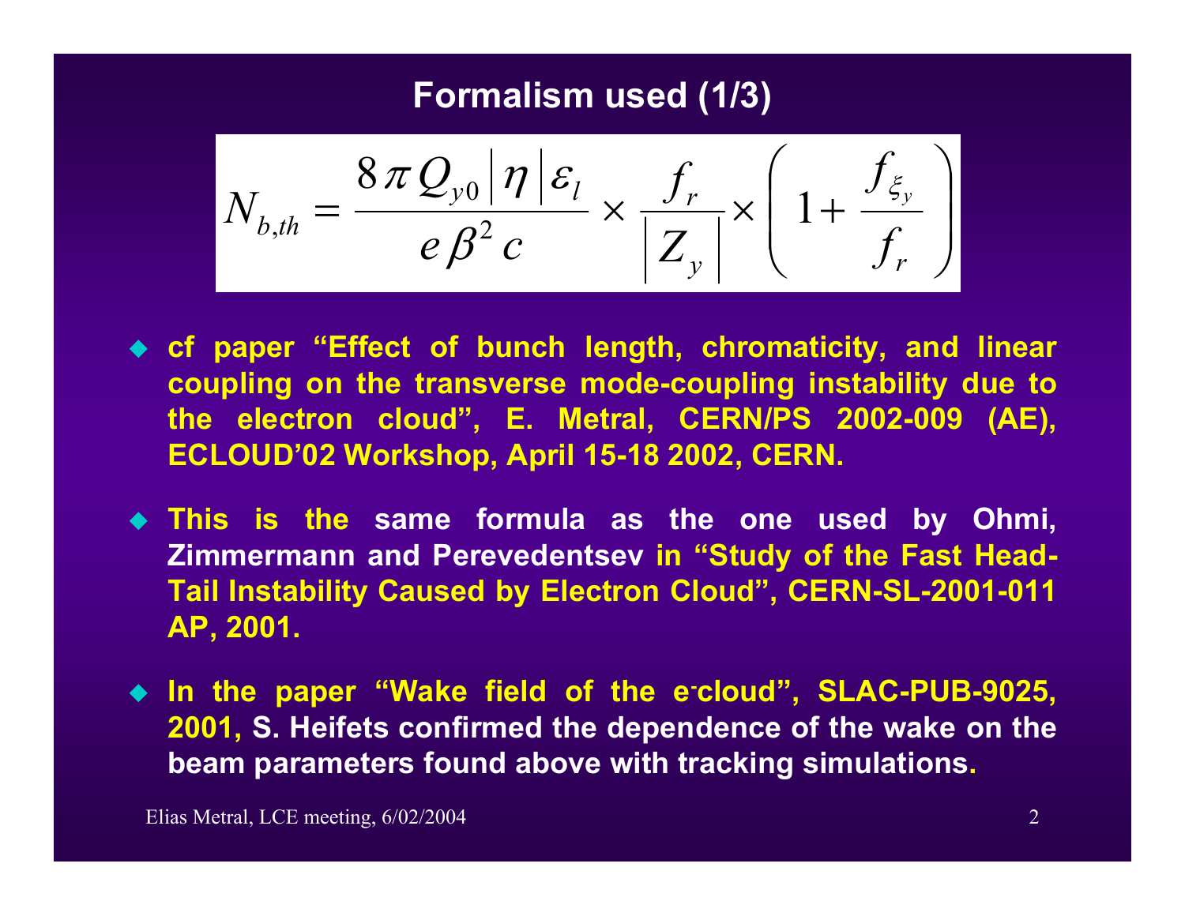# Formalism used (1/3)

$$N_{b,th} = \frac{8\,\pi\,Q_{y0}\left|\eta\right|\varepsilon_l}{e\,\beta^2\,c} \times \frac{f_r}{\left|Z_y\right|} \times \left(1 + \frac{f_{\xi_y}}{f_r}\right)$$

- **cf paper "Effect of bunch length, chromaticity, and linear coupling on the transverse mode-coupling instability due to the electron cloud", E. Metral, CERN/PS 2002-009 (AE), ECLOUD'02 Workshop, April 15-18 2002, CERN.**

- **This is the same formula as the one used by Ohmi, Zimmermann and Perevedentsev in "Study of the Fast Head-Tail Instability Caused by Electron Cloud", CERN-SL-2001-011 AP, 2001.**

- **In the paper "Wake field of the e-cloud", SLAC-PUB-9025, 2001, S. Heifets confirmed the dependence of the wake on the beam parameters found above with tracking simulations.**

Elias Metral, LCE meeting, 6/02/2004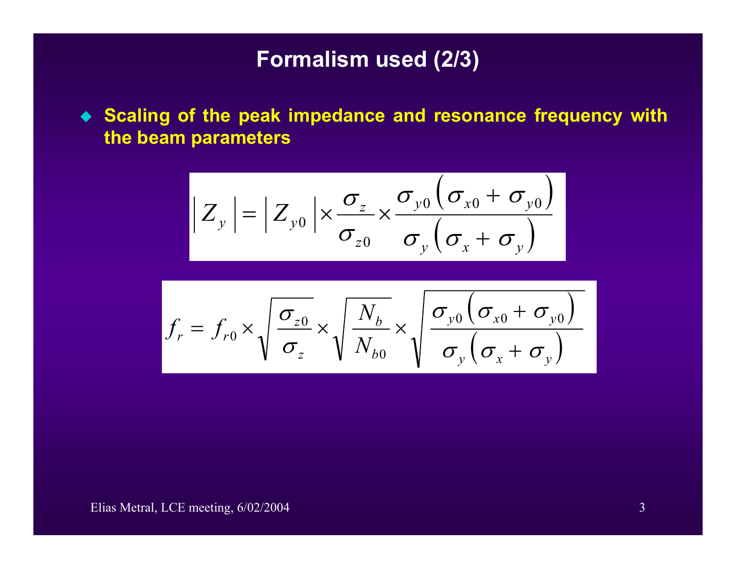# Formalism used (2/3)

- **Scaling of the peak impedance and resonance frequency with the beam parameters**

$$\left| Z_y \right| = \left| Z_{y0} \right| \times \frac{\sigma_z}{\sigma_{z0}} \times \frac{\sigma_{y0}\left(\sigma_{x0} + \sigma_{y0}\right)}{\sigma_y\left(\sigma_x + \sigma_y\right)}$$

$$f_r = f_{r0} \times \sqrt{\frac{\sigma_{z0}}{\sigma_z}} \times \sqrt{\frac{N_b}{N_{b0}}} \times \sqrt{\frac{\sigma_{y0}\left(\sigma_{x0} + \sigma_{y0}\right)}{\sigma_y\left(\sigma_x + \sigma_y\right)}}$$

Elias Metral, LCE meeting, 6/02/2004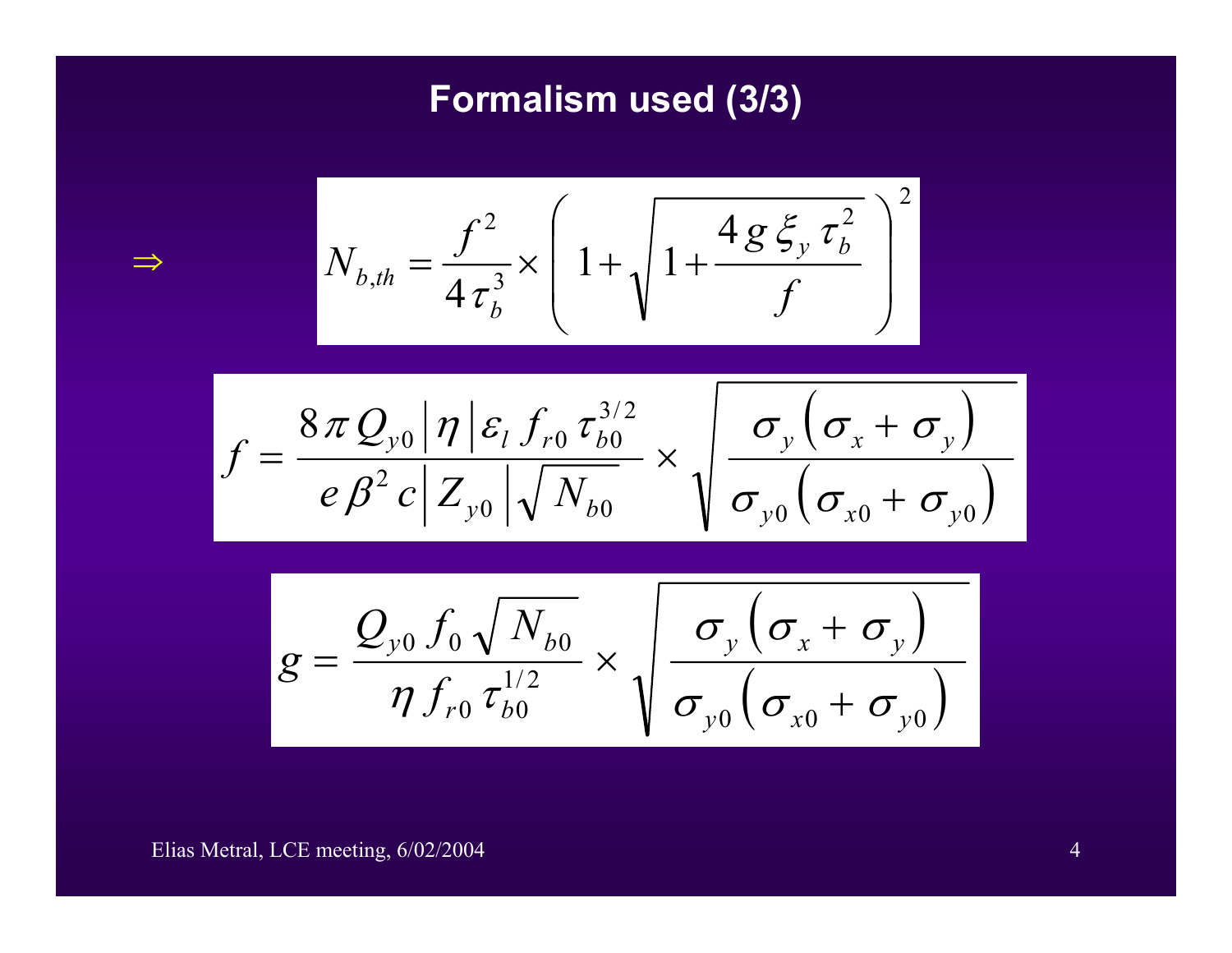## Formalism used (3/3)

$\Rightarrow$

$$N_{b,th} = \frac{f^2}{4\,\tau_b^3} \times \left( 1 + \sqrt{1 + \frac{4\,g\,\xi_y\,\tau_b^2}{f}} \right)^2$$

$$f = \frac{8\,\pi\,Q_{y0}\left|\eta\right|\varepsilon_l\,f_{r0}\,\tau_{b0}^{3/2}}{e\,\beta^2\,c\left|Z_{y0}\right|\sqrt{N_{b0}}} \times \sqrt{\frac{\sigma_y\left(\sigma_x + \sigma_y\right)}{\sigma_{y0}\left(\sigma_{x0} + \sigma_{y0}\right)}}$$

$$g = \frac{Q_{y0}\,f_0\,\sqrt{N_{b0}}}{\eta\,f_{r0}\,\tau_{b0}^{1/2}} \times \sqrt{\frac{\sigma_y\left(\sigma_x + \sigma_y\right)}{\sigma_{y0}\left(\sigma_{x0} + \sigma_{y0}\right)}}$$

Elias Metral, LCE meeting, 6/02/2004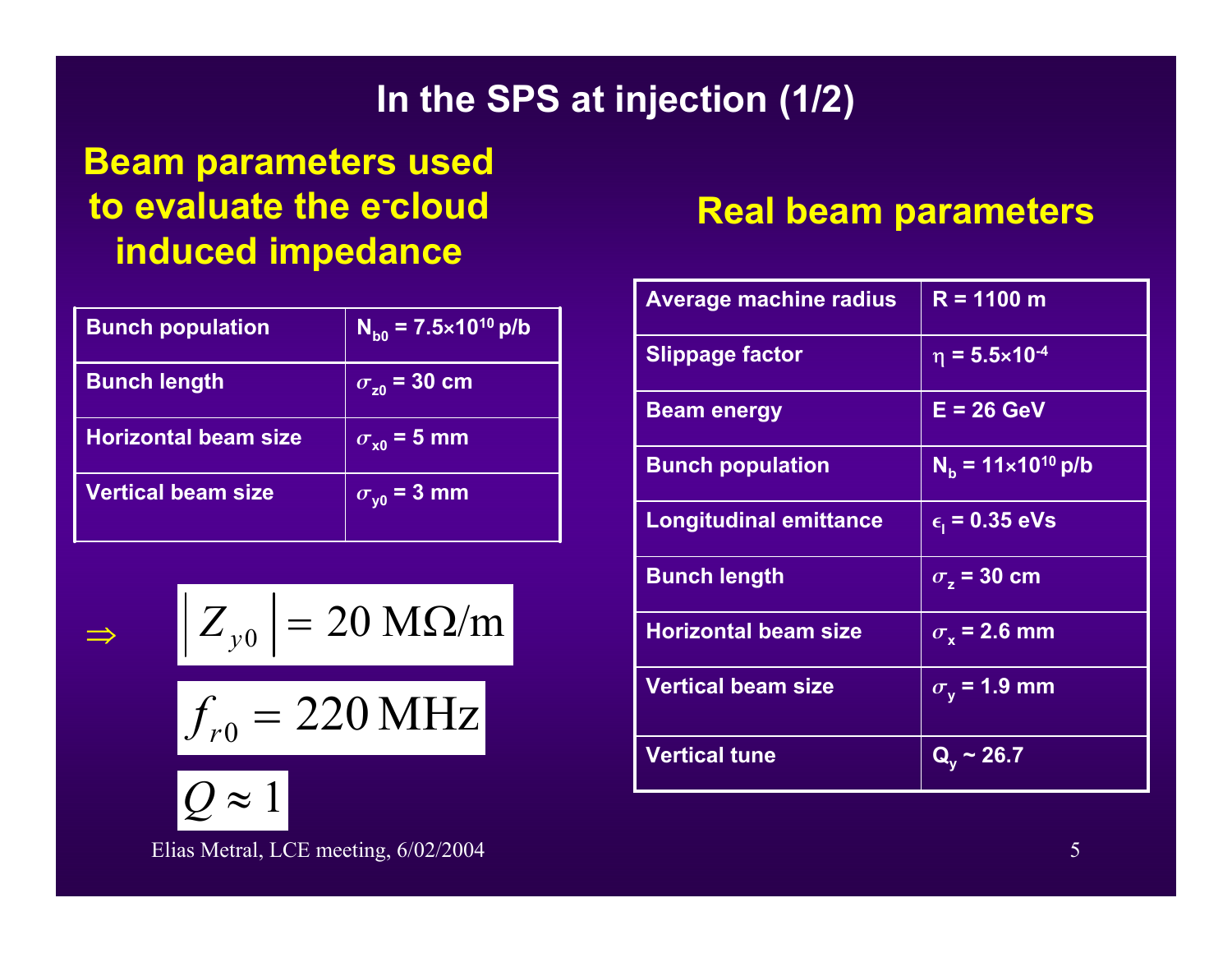# In the SPS at injection (1/2)

## Beam parameters used to evaluate the e$^-$cloud induced impedance

| Bunch population | $N_{b0}$ = 7.5×10$^{10}$ p/b |
|---|---|
| Bunch length | $\sigma_{z0}$ = 30 cm |
| Horizontal beam size | $\sigma_{x0}$ = 5 mm |
| Vertical beam size | $\sigma_{y0}$ = 3 mm |

$$\Rightarrow \quad \left| Z_{y0} \right| = 20 \text{ M}\Omega/\text{m}$$

$$f_{r0} = 220 \text{ MHz}$$

$$Q \approx 1$$

## Real beam parameters

| Average machine radius | R = 1100 m |
|---|---|
| Slippage factor | $\eta$ = 5.5×10$^{-4}$ |
| Beam energy | E = 26 GeV |
| Bunch population | $N_b$ = 11×10$^{10}$ p/b |
| Longitudinal emittance | $\epsilon_l$ = 0.35 eVs |
| Bunch length | $\sigma_z$ = 30 cm |
| Horizontal beam size | $\sigma_x$ = 2.6 mm |
| Vertical beam size | $\sigma_y$ = 1.9 mm |
| Vertical tune | $Q_y$ ~ 26.7 |

Elias Metral, LCE meeting, 6/02/2004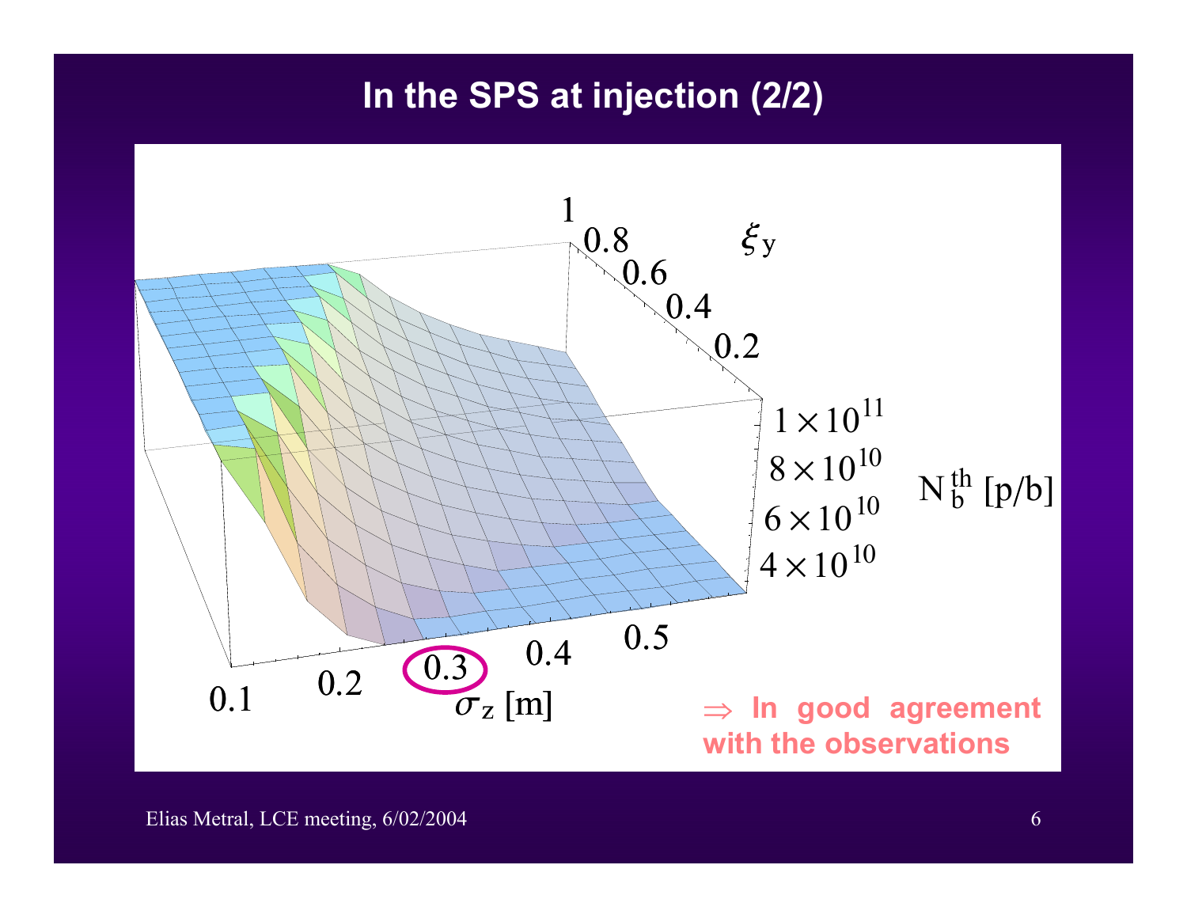# In the SPS at injection (2/2)

⇒ **In good agreement with the observations**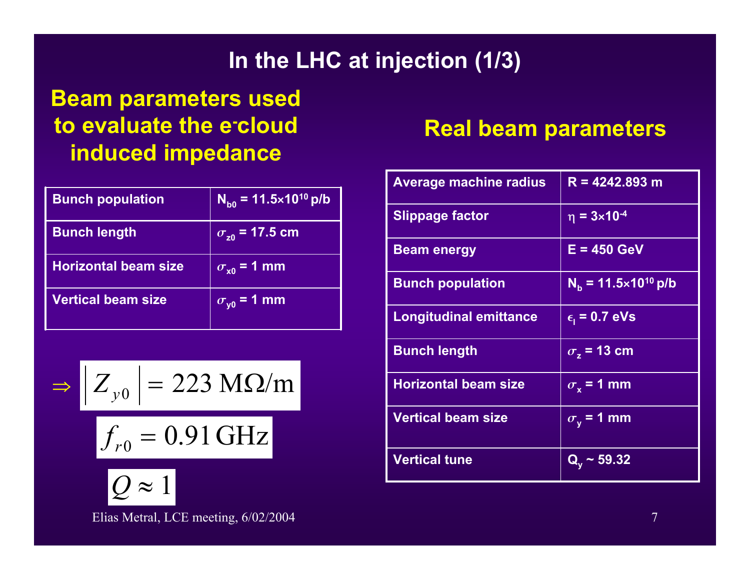# In the LHC at injection (1/3)

## Beam parameters used to evaluate the e⁻cloud induced impedance

| Bunch population | $N_{b0}$ = 11.5×10$^{10}$ p/b |
|---|---|
| Bunch length | $\sigma_{z0}$ = 17.5 cm |
| Horizontal beam size | $\sigma_{x0}$ = 1 mm |
| Vertical beam size | $\sigma_{y0}$ = 1 mm |

$$\Rightarrow \left| Z_{y0} \right| = 223 \text{ M}\Omega/\text{m}$$

$$f_{r0} = 0.91 \, \text{GHz}$$

$$Q \approx 1$$

## Real beam parameters

| Average machine radius | R = 4242.893 m |
|---|---|
| Slippage factor | $\eta$ = 3×10$^{-4}$ |
| Beam energy | E = 450 GeV |
| Bunch population | $N_b$ = 11.5×10$^{10}$ p/b |
| Longitudinal emittance | $\epsilon_l$ = 0.7 eVs |
| Bunch length | $\sigma_z$ = 13 cm |
| Horizontal beam size | $\sigma_x$ = 1 mm |
| Vertical beam size | $\sigma_y$ = 1 mm |
| Vertical tune | $Q_y$ ~ 59.32 |

Elias Metral, LCE meeting, 6/02/2004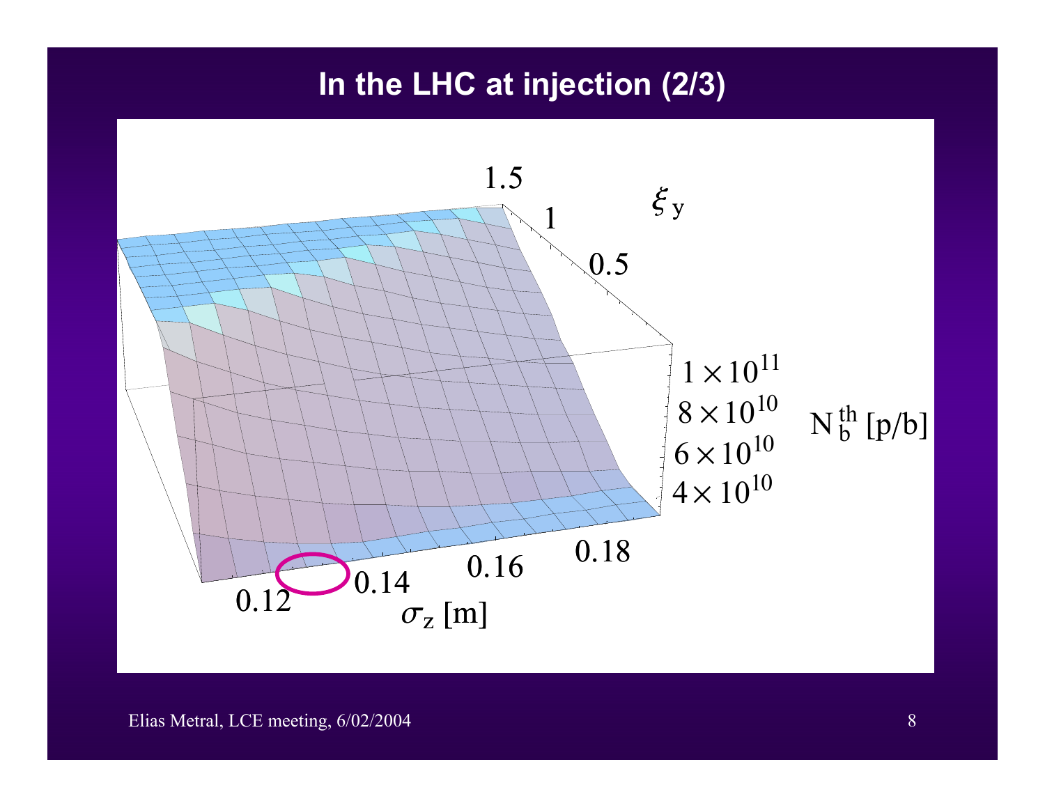# In the LHC at injection (2/3)

1.5

1

0.5

$\xi_y$

$1\times10^{11}$

$8\times10^{10}$

$6\times10^{10}$

$4\times10^{10}$

$N_b^{th}$ [p/b]

0.12

0.14

0.16

0.18

$\sigma_z$ [m]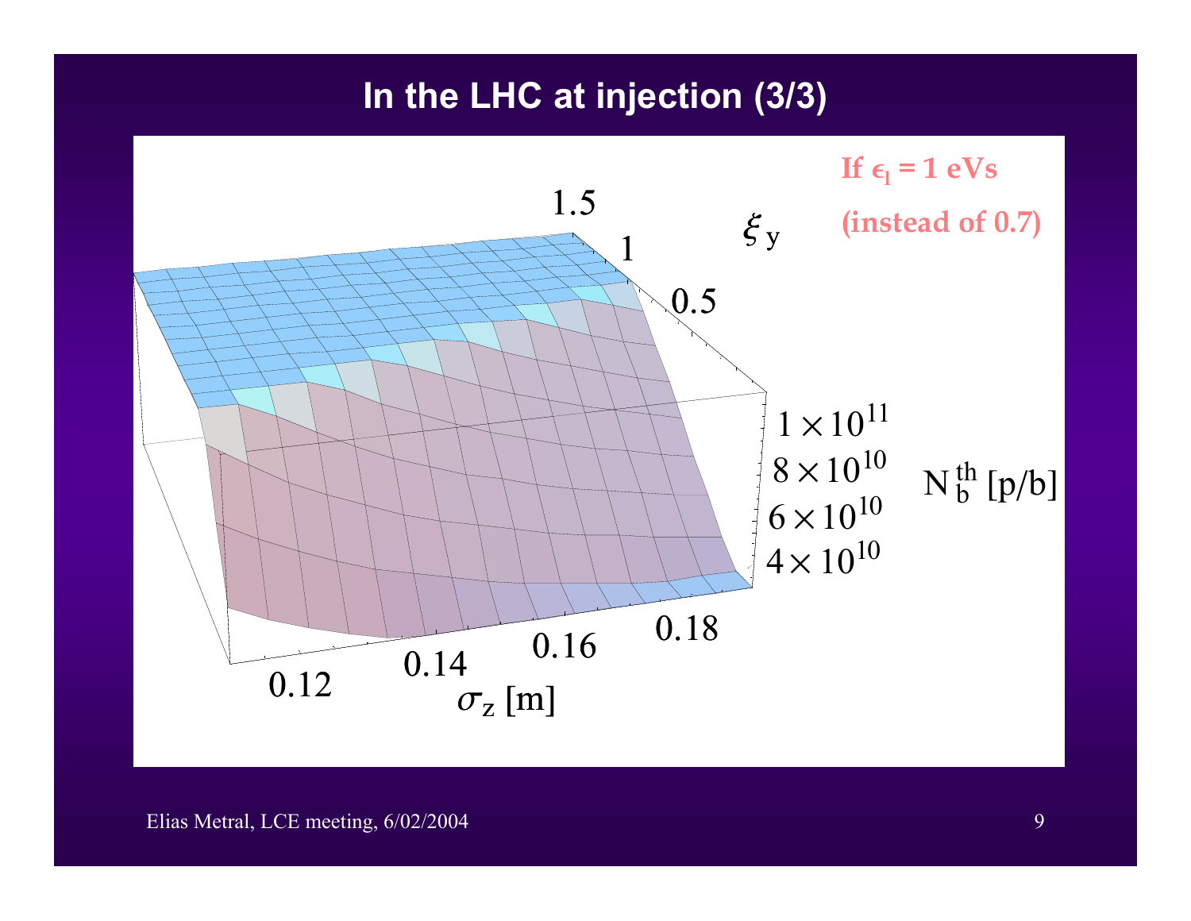# In the LHC at injection (3/3)

**If $\epsilon_l$ = 1 eVs (instead of 0.7)**

1.5

1

0.5

$\xi_y$

$1 \times 10^{11}$

$8 \times 10^{10}$

$6 \times 10^{10}$

$4 \times 10^{10}$

$N_b^{th}$ [p/b]

0.12 0.14 0.16 0.18

$\sigma_z$ [m]

Elias Metral, LCE meeting, 6/02/2004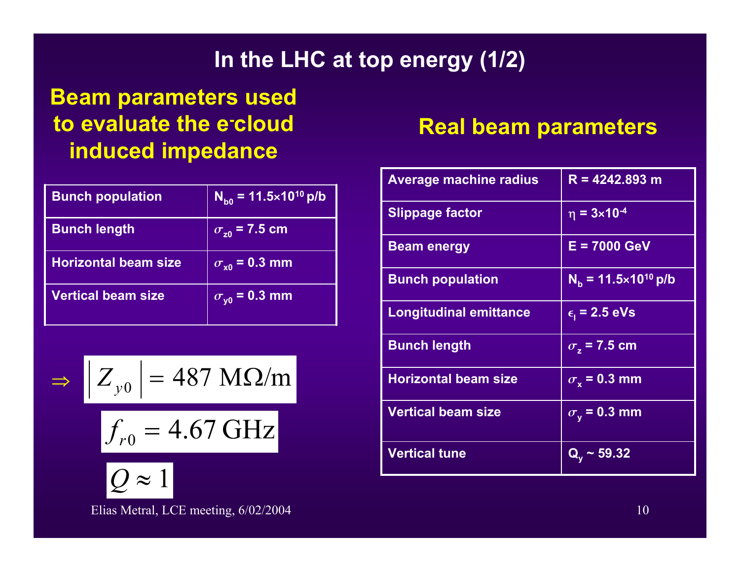# In the LHC at top energy (1/2)

## Beam parameters used to evaluate the e⁻cloud induced impedance

| Bunch population | $N_{b0}$ = 11.5×10$^{10}$ p/b |
|---|---|
| Bunch length | $\sigma_{z0}$ = 7.5 cm |
| Horizontal beam size | $\sigma_{x0}$ = 0.3 mm |
| Vertical beam size | $\sigma_{y0}$ = 0.3 mm |

$$\Rightarrow \quad \left| Z_{y0} \right| = 487 \text{ M}\Omega/\text{m}$$

$$f_{r0} = 4.67 \text{ GHz}$$

$$Q \approx 1$$

## Real beam parameters

| Average machine radius | R = 4242.893 m |
|---|---|
| Slippage factor | $\eta$ = 3×10$^{-4}$ |
| Beam energy | E = 7000 GeV |
| Bunch population | $N_b$ = 11.5×10$^{10}$ p/b |
| Longitudinal emittance | $\epsilon_l$ = 2.5 eVs |
| Bunch length | $\sigma_z$ = 7.5 cm |
| Horizontal beam size | $\sigma_x$ = 0.3 mm |
| Vertical beam size | $\sigma_y$ = 0.3 mm |
| Vertical tune | $Q_y$ ~ 59.32 |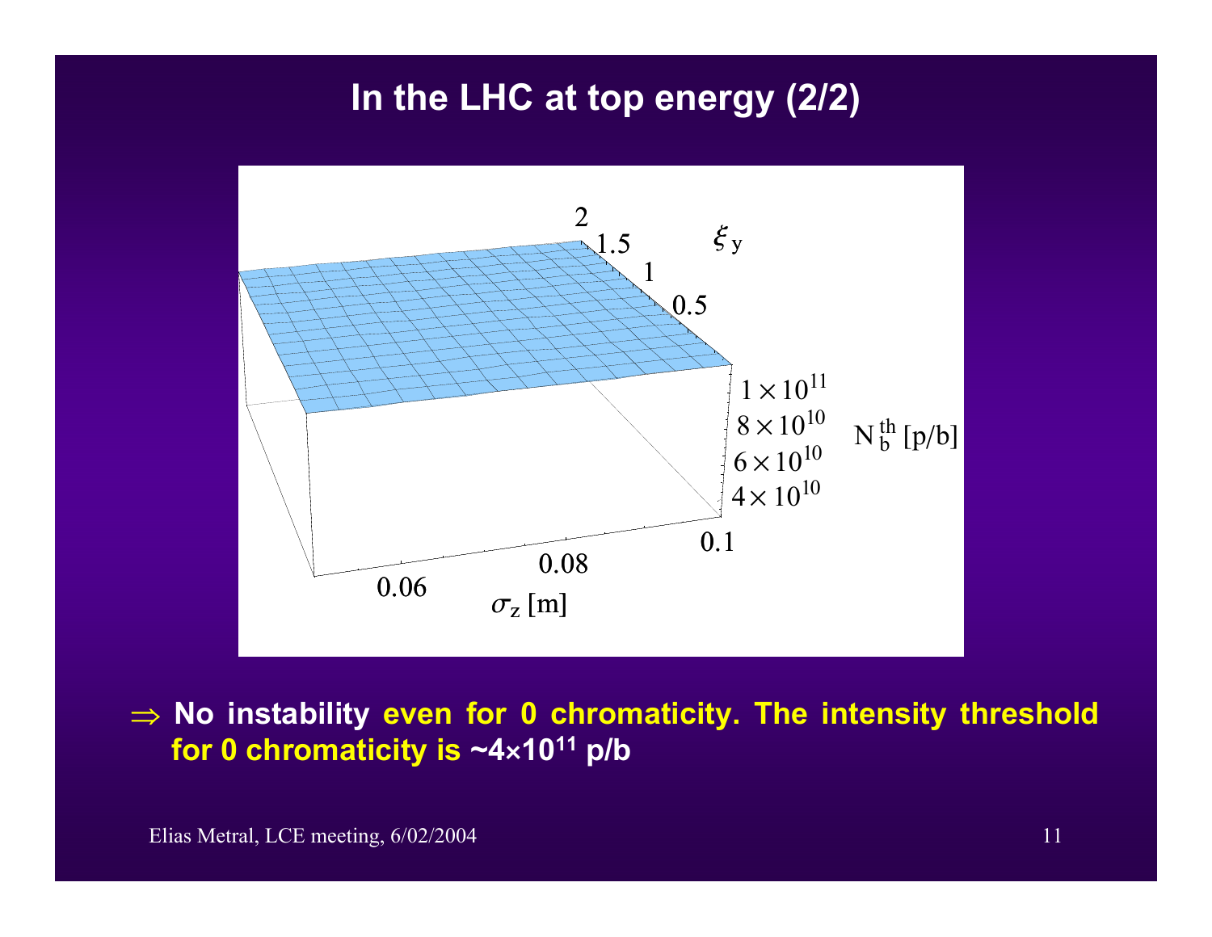# In the LHC at top energy (2/2)

$\Rightarrow$ **No instability even for 0 chromaticity. The intensity threshold for 0 chromaticity is ~4×10$^{11}$ p/b**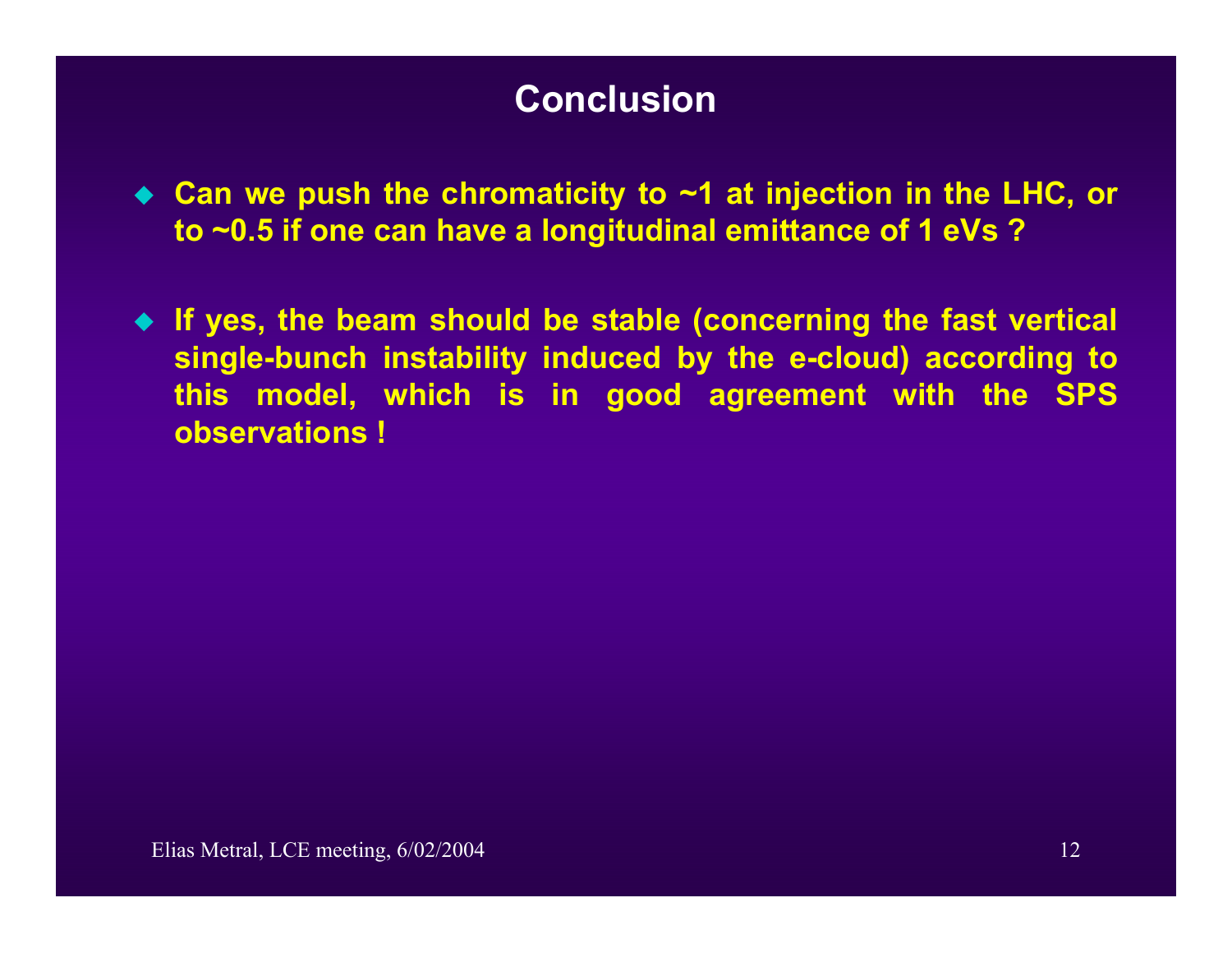# Conclusion

- **Can we push the chromaticity to ~1 at injection in the LHC, or to ~0.5 if one can have a longitudinal emittance of 1 eVs ?**

- **If yes, the beam should be stable (concerning the fast vertical single-bunch instability induced by the e-cloud) according to this model, which is in good agreement with the SPS observations !**